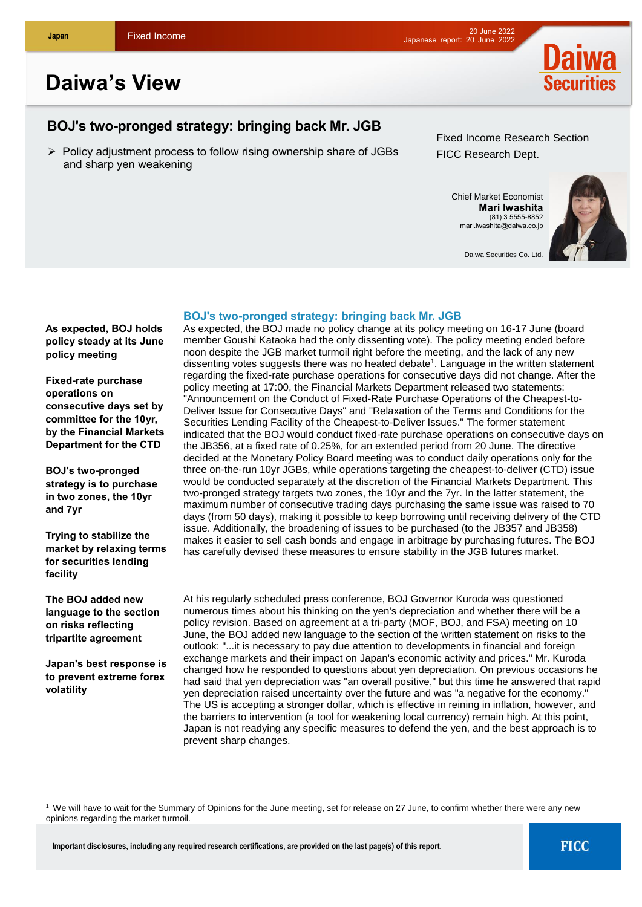Japan | Fixed Income

20 June 2022
Japanese report: 20 June 2022

# Daiwa's View

## BOJ's two-pronged strategy: bringing back Mr. JGB

- Policy adjustment process to follow rising ownership share of JGBs and sharp yen weakening

Fixed Income Research Section
FICC Research Dept.

Chief Market Economist
**Mari Iwashita**
(81) 3 5555-8852
mari.iwashita@daiwa.co.jp

Daiwa Securities Co. Ltd.

### BOJ's two-pronged strategy: bringing back Mr. JGB

**As expected, BOJ holds policy steady at its June policy meeting**

**Fixed-rate purchase operations on consecutive days set by committee for the 10yr, by the Financial Markets Department for the CTD**

**BOJ's two-pronged strategy is to purchase in two zones, the 10yr and 7yr**

**Trying to stabilize the market by relaxing terms for securities lending facility**

As expected, the BOJ made no policy change at its policy meeting on 16-17 June (board member Goushi Kataoka had the only dissenting vote). The policy meeting ended before noon despite the JGB market turmoil right before the meeting, and the lack of any new dissenting votes suggests there was no heated debate[1]. Language in the written statement regarding the fixed-rate purchase operations for consecutive days did not change. After the policy meeting at 17:00, the Financial Markets Department released two statements: "Announcement on the Conduct of Fixed-Rate Purchase Operations of the Cheapest-to-Deliver Issue for Consecutive Days" and "Relaxation of the Terms and Conditions for the Securities Lending Facility of the Cheapest-to-Deliver Issues." The former statement indicated that the BOJ would conduct fixed-rate purchase operations on consecutive days on the JB356, at a fixed rate of 0.25%, for an extended period from 20 June. The directive decided at the Monetary Policy Board meeting was to conduct daily operations only for the three on-the-run 10yr JGBs, while operations targeting the cheapest-to-deliver (CTD) issue would be conducted separately at the discretion of the Financial Markets Department. This two-pronged strategy targets two zones, the 10yr and the 7yr. In the latter statement, the maximum number of consecutive trading days purchasing the same issue was raised to 70 days (from 50 days), making it possible to keep borrowing until receiving delivery of the CTD issue. Additionally, the broadening of issues to be purchased (to the JB357 and JB358) makes it easier to sell cash bonds and engage in arbitrage by purchasing futures. The BOJ has carefully devised these measures to ensure stability in the JGB futures market.

**The BOJ added new language to the section on risks reflecting tripartite agreement**

**Japan's best response is to prevent extreme forex volatility**

At his regularly scheduled press conference, BOJ Governor Kuroda was questioned numerous times about his thinking on the yen's depreciation and whether there will be a policy revision. Based on agreement at a tri-party (MOF, BOJ, and FSA) meeting on 10 June, the BOJ added new language to the section of the written statement on risks to the outlook: "...it is necessary to pay due attention to developments in financial and foreign exchange markets and their impact on Japan's economic activity and prices." Mr. Kuroda changed how he responded to questions about yen depreciation. On previous occasions he had said that yen depreciation was "an overall positive," but this time he answered that rapid yen depreciation raised uncertainty over the future and was "a negative for the economy." The US is accepting a stronger dollar, which is effective in reining in inflation, however, and the barriers to intervention (a tool for weakening local currency) remain high. At this point, Japan is not readying any specific measures to defend the yen, and the best approach is to prevent sharp changes.

---

[1] We will have to wait for the Summary of Opinions for the June meeting, set for release on 27 June, to confirm whether there were any new opinions regarding the market turmoil.

Important disclosures, including any required research certifications, are provided on the last page(s) of this report.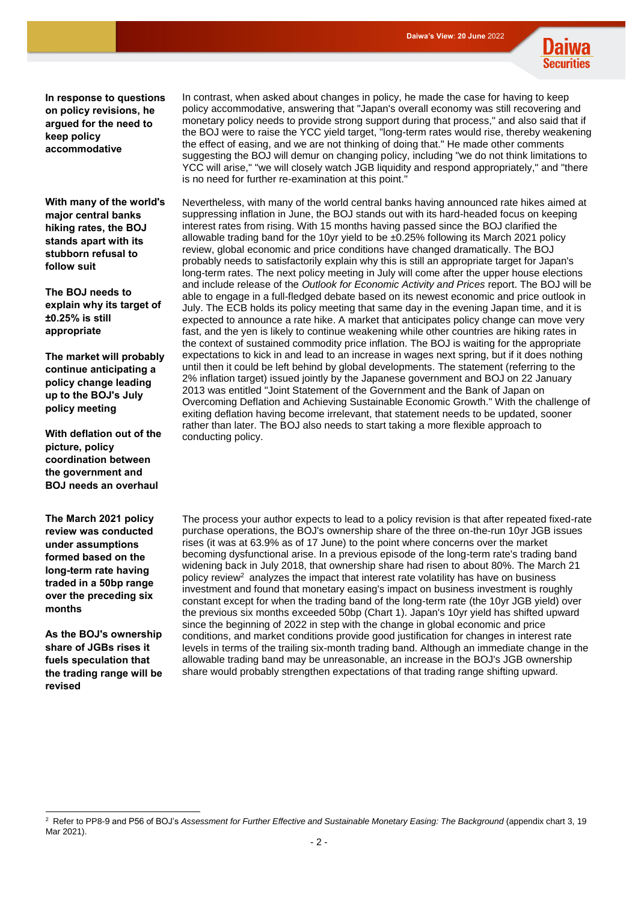**In response to questions on policy revisions, he argued for the need to keep policy accommodative**

In contrast, when asked about changes in policy, he made the case for having to keep policy accommodative, answering that "Japan's overall economy was still recovering and monetary policy needs to provide strong support during that process," and also said that if the BOJ were to raise the YCC yield target, "long-term rates would rise, thereby weakening the effect of easing, and we are not thinking of doing that." He made other comments suggesting the BOJ will demur on changing policy, including "we do not think limitations to YCC will arise," "we will closely watch JGB liquidity and respond appropriately," and "there is no need for further re-examination at this point."

**With many of the world's major central banks hiking rates, the BOJ stands apart with its stubborn refusal to follow suit**

**The BOJ needs to explain why its target of ±0.25% is still appropriate**

**The market will probably continue anticipating a policy change leading up to the BOJ's July policy meeting**

**With deflation out of the picture, policy coordination between the government and BOJ needs an overhaul**

Nevertheless, with many of the world central banks having announced rate hikes aimed at suppressing inflation in June, the BOJ stands out with its hard-headed focus on keeping interest rates from rising. With 15 months having passed since the BOJ clarified the allowable trading band for the 10yr yield to be ±0.25% following its March 2021 policy review, global economic and price conditions have changed dramatically. The BOJ probably needs to satisfactorily explain why this is still an appropriate target for Japan's long-term rates. The next policy meeting in July will come after the upper house elections and include release of the *Outlook for Economic Activity and Prices* report. The BOJ will be able to engage in a full-fledged debate based on its newest economic and price outlook in July. The ECB holds its policy meeting that same day in the evening Japan time, and it is expected to announce a rate hike. A market that anticipates policy change can move very fast, and the yen is likely to continue weakening while other countries are hiking rates in the context of sustained commodity price inflation. The BOJ is waiting for the appropriate expectations to kick in and lead to an increase in wages next spring, but if it does nothing until then it could be left behind by global developments. The statement (referring to the 2% inflation target) issued jointly by the Japanese government and BOJ on 22 January 2013 was entitled "Joint Statement of the Government and the Bank of Japan on Overcoming Deflation and Achieving Sustainable Economic Growth." With the challenge of exiting deflation having become irrelevant, that statement needs to be updated, sooner rather than later. The BOJ also needs to start taking a more flexible approach to conducting policy.

**The March 2021 policy review was conducted under assumptions formed based on the long-term rate having traded in a 50bp range over the preceding six months**

**As the BOJ's ownership share of JGBs rises it fuels speculation that the trading range will be revised**

The process your author expects to lead to a policy revision is that after repeated fixed-rate purchase operations, the BOJ's ownership share of the three on-the-run 10yr JGB issues rises (it was at 63.9% as of 17 June) to the point where concerns over the market becoming dysfunctional arise. In a previous episode of the long-term rate's trading band widening back in July 2018, that ownership share had risen to about 80%. The March 21 policy review[2] analyzes the impact that interest rate volatility has have on business investment and found that monetary easing's impact on business investment is roughly constant except for when the trading band of the long-term rate (the 10yr JGB yield) over the previous six months exceeded 50bp (Chart 1). Japan's 10yr yield has shifted upward since the beginning of 2022 in step with the change in global economic and price conditions, and market conditions provide good justification for changes in interest rate levels in terms of the trailing six-month trading band. Although an immediate change in the allowable trading band may be unreasonable, an increase in the BOJ's JGB ownership share would probably strengthen expectations of that trading range shifting upward.

---

[2] Refer to PP8-9 and P56 of BOJ's *Assessment for Further Effective and Sustainable Monetary Easing: The Background* (appendix chart 3, 19 Mar 2021).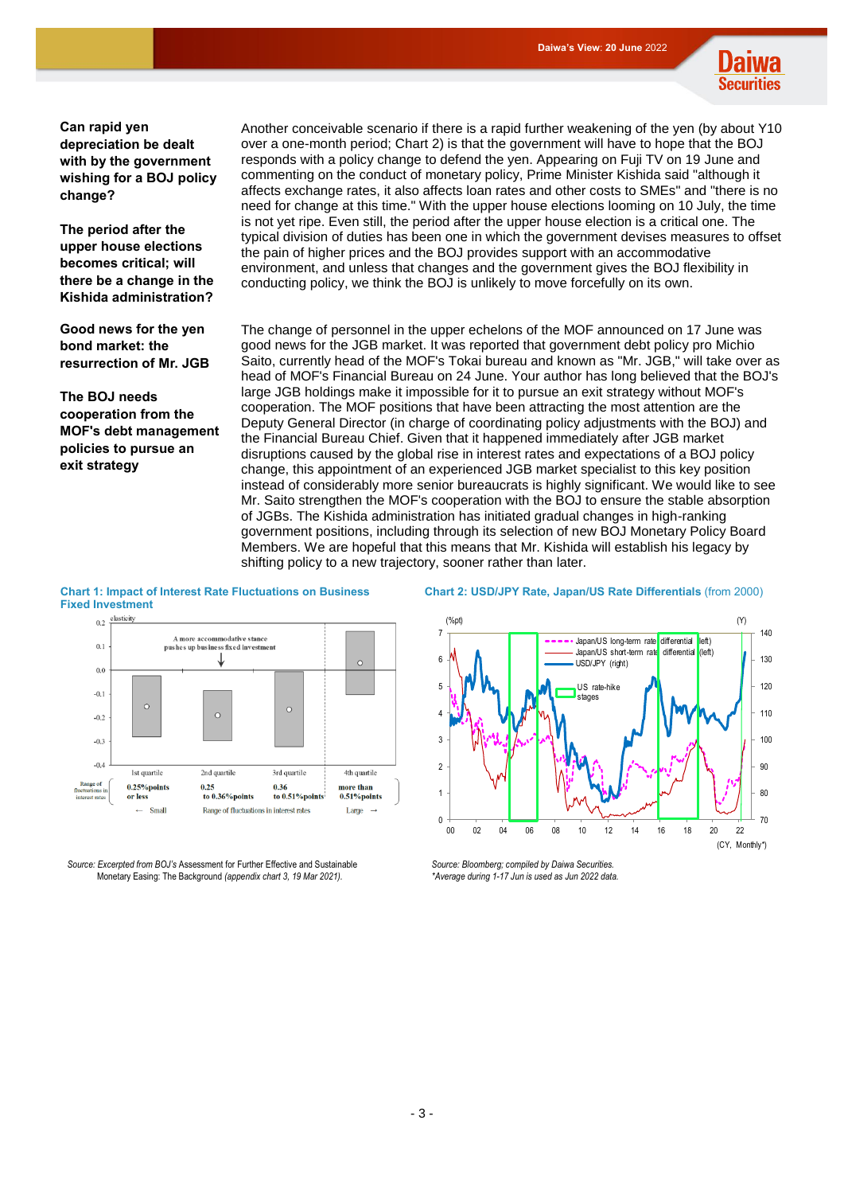**Can rapid yen depreciation be dealt with by the government wishing for a BOJ policy change?**

**The period after the upper house elections becomes critical; will there be a change in the Kishida administration?**

Another conceivable scenario if there is a rapid further weakening of the yen (by about Y10 over a one-month period; Chart 2) is that the government will have to hope that the BOJ responds with a policy change to defend the yen. Appearing on Fuji TV on 19 June and commenting on the conduct of monetary policy, Prime Minister Kishida said "although it affects exchange rates, it also affects loan rates and other costs to SMEs" and "there is no need for change at this time." With the upper house elections looming on 10 July, the time is not yet ripe. Even still, the period after the upper house election is a critical one. The typical division of duties has been one in which the government devises measures to offset the pain of higher prices and the BOJ provides support with an accommodative environment, and unless that changes and the government gives the BOJ flexibility in conducting policy, we think the BOJ is unlikely to move forcefully on its own.

**Good news for the yen bond market: the resurrection of Mr. JGB**

**The BOJ needs cooperation from the MOF's debt management policies to pursue an exit strategy**

The change of personnel in the upper echelons of the MOF announced on 17 June was good news for the JGB market. It was reported that government debt policy pro Michio Saito, currently head of the MOF's Tokai bureau and known as "Mr. JGB," will take over as head of MOF's Financial Bureau on 24 June. Your author has long believed that the BOJ's large JGB holdings make it impossible for it to pursue an exit strategy without MOF's cooperation. The MOF positions that have been attracting the most attention are the Deputy General Director (in charge of coordinating policy adjustments with the BOJ) and the Financial Bureau Chief. Given that it happened immediately after JGB market disruptions caused by the global rise in interest rates and expectations of a BOJ policy change, this appointment of an experienced JGB market specialist to this key position instead of considerably more senior bureaucrats is highly significant. We would like to see Mr. Saito strengthen the MOF's cooperation with the BOJ to ensure the stable absorption of JGBs. The Kishida administration has initiated gradual changes in high-ranking government positions, including through its selection of new BOJ Monetary Policy Board Members. We are hopeful that this means that Mr. Kishida will establish his legacy by shifting policy to a new trajectory, sooner rather than later.

**Chart 1: Impact of Interest Rate Fluctuations on Business Fixed Investment**

Source: Excerpted from BOJ's Assessment for Further Effective and Sustainable Monetary Easing: The Background *(appendix chart 3, 19 Mar 2021).*

**Chart 2: USD/JPY Rate, Japan/US Rate Differentials** (from 2000)

*Source: Bloomberg; compiled by Daiwa Securities.*
*\*Average during 1-17 Jun is used as Jun 2022 data.*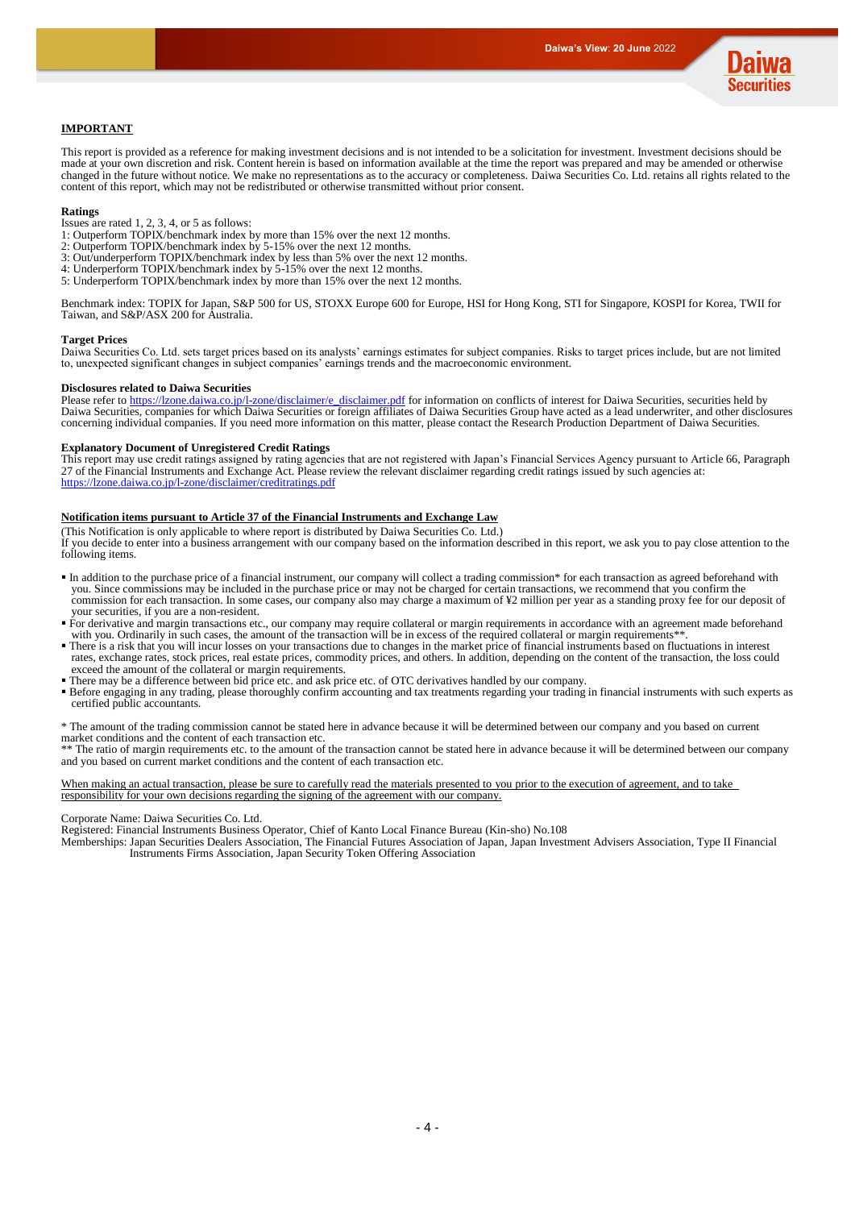**IMPORTANT**

This report is provided as a reference for making investment decisions and is not intended to be a solicitation for investment. Investment decisions should be made at your own discretion and risk. Content herein is based on information available at the time the report was prepared and may be amended or otherwise changed in the future without notice. We make no representations as to the accuracy or completeness. Daiwa Securities Co. Ltd. retains all rights related to the content of this report, which may not be redistributed or otherwise transmitted without prior consent.

**Ratings**

Issues are rated 1, 2, 3, 4, or 5 as follows:
1: Outperform TOPIX/benchmark index by more than 15% over the next 12 months.
2: Outperform TOPIX/benchmark index by 5-15% over the next 12 months.
3: Out/underperform TOPIX/benchmark index by less than 5% over the next 12 months.
4: Underperform TOPIX/benchmark index by 5-15% over the next 12 months.
5: Underperform TOPIX/benchmark index by more than 15% over the next 12 months.

Benchmark index: TOPIX for Japan, S&P 500 for US, STOXX Europe 600 for Europe, HSI for Hong Kong, STI for Singapore, KOSPI for Korea, TWII for Taiwan, and S&P/ASX 200 for Australia.

**Target Prices**

Daiwa Securities Co. Ltd. sets target prices based on its analysts' earnings estimates for subject companies. Risks to target prices include, but are not limited to, unexpected significant changes in subject companies' earnings trends and the macroeconomic environment.

**Disclosures related to Daiwa Securities**

Please refer to https://lzone.daiwa.co.jp/l-zone/disclaimer/e_disclaimer.pdf for information on conflicts of interest for Daiwa Securities, securities held by Daiwa Securities, companies for which Daiwa Securities or foreign affiliates of Daiwa Securities Group have acted as a lead underwriter, and other disclosures concerning individual companies. If you need more information on this matter, please contact the Research Production Department of Daiwa Securities.

**Explanatory Document of Unregistered Credit Ratings**

This report may use credit ratings assigned by rating agencies that are not registered with Japan's Financial Services Agency pursuant to Article 66, Paragraph 27 of the Financial Instruments and Exchange Act. Please review the relevant disclaimer regarding credit ratings issued by such agencies at: https://lzone.daiwa.co.jp/l-zone/disclaimer/creditratings.pdf

**Notification items pursuant to Article 37 of the Financial Instruments and Exchange Law**

(This Notification is only applicable to where report is distributed by Daiwa Securities Co. Ltd.)
If you decide to enter into a business arrangement with our company based on the information described in this report, we ask you to pay close attention to the following items.

- In addition to the purchase price of a financial instrument, our company will collect a trading commission* for each transaction as agreed beforehand with you. Since commissions may be included in the purchase price or may not be charged for certain transactions, we recommend that you confirm the commission for each transaction. In some cases, our company also may charge a maximum of ¥2 million per year as a standing proxy fee for our deposit of your securities, if you are a non-resident.
- For derivative and margin transactions etc., our company may require collateral or margin requirements in accordance with an agreement made beforehand with you. Ordinarily in such cases, the amount of the transaction will be in excess of the required collateral or margin requirements**.
- There is a risk that you will incur losses on your transactions due to changes in the market price of financial instruments based on fluctuations in interest rates, exchange rates, stock prices, real estate prices, commodity prices, and others. In addition, depending on the content of the transaction, the loss could exceed the amount of the collateral or margin requirements.
- There may be a difference between bid price etc. and ask price etc. of OTC derivatives handled by our company.
- Before engaging in any trading, please thoroughly confirm accounting and tax treatments regarding your trading in financial instruments with such experts as certified public accountants.

* The amount of the trading commission cannot be stated here in advance because it will be determined between our company and you based on current market conditions and the content of each transaction etc.
** The ratio of margin requirements etc. to the amount of the transaction cannot be stated here in advance because it will be determined between our company and you based on current market conditions and the content of each transaction etc.

When making an actual transaction, please be sure to carefully read the materials presented to you prior to the execution of agreement, and to take responsibility for your own decisions regarding the signing of the agreement with our company.

Corporate Name: Daiwa Securities Co. Ltd.
Registered: Financial Instruments Business Operator, Chief of Kanto Local Finance Bureau (Kin-sho) No.108
Memberships: Japan Securities Dealers Association, The Financial Futures Association of Japan, Japan Investment Advisers Association, Type II Financial Instruments Firms Association, Japan Security Token Offering Association